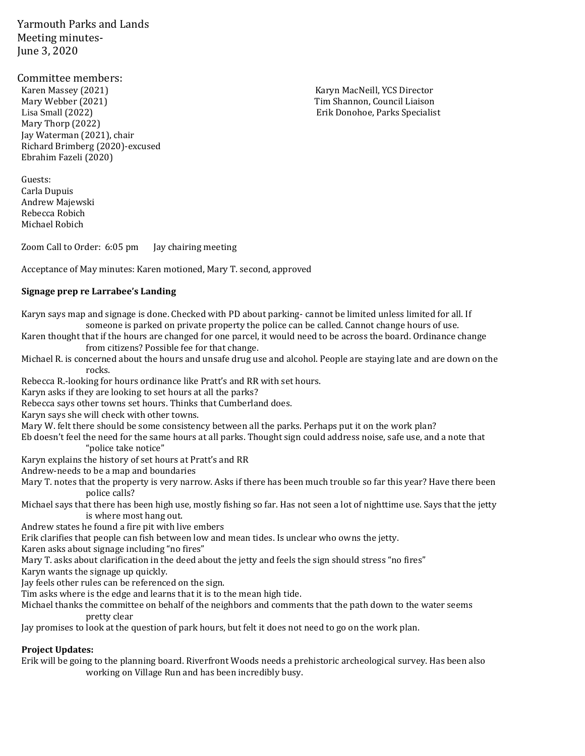Yarmouth Parks and Lands
Meeting minutes-
June 3, 2020

Committee members:

Karen Massey (2021)
Mary Webber (2021)
Lisa Small (2022)
Mary Thorp (2022)
Jay Waterman (2021), chair
Richard Brimberg (2020)-excused
Ebrahim Fazeli (2020)

Karyn MacNeill, YCS Director
Tim Shannon, Council Liaison
Erik Donohoe, Parks Specialist

Guests:
Carla Dupuis
Andrew Majewski
Rebecca Robich
Michael Robich

Zoom Call to Order: 6:05 pm     Jay chairing meeting

Acceptance of May minutes: Karen motioned, Mary T. second, approved

**Signage prep re Larrabee's Landing**

Karyn says map and signage is done. Checked with PD about parking- cannot be limited unless limited for all. If someone is parked on private property the police can be called. Cannot change hours of use.

Karen thought that if the hours are changed for one parcel, it would need to be across the board. Ordinance change from citizens? Possible fee for that change.

Michael R. is concerned about the hours and unsafe drug use and alcohol. People are staying late and are down on the rocks.

Rebecca R.-looking for hours ordinance like Pratt's and RR with set hours.

Karyn asks if they are looking to set hours at all the parks?

Rebecca says other towns set hours. Thinks that Cumberland does.

Karyn says she will check with other towns.

Mary W. felt there should be some consistency between all the parks. Perhaps put it on the work plan?

Eb doesn't feel the need for the same hours at all parks. Thought sign could address noise, safe use, and a note that "police take notice"

Karyn explains the history of set hours at Pratt's and RR

Andrew-needs to be a map and boundaries

Mary T. notes that the property is very narrow. Asks if there has been much trouble so far this year? Have there been police calls?

Michael says that there has been high use, mostly fishing so far. Has not seen a lot of nighttime use. Says that the jetty is where most hang out.

Andrew states he found a fire pit with live embers

Erik clarifies that people can fish between low and mean tides. Is unclear who owns the jetty.

Karen asks about signage including "no fires"

Mary T. asks about clarification in the deed about the jetty and feels the sign should stress "no fires"

Karyn wants the signage up quickly.

Jay feels other rules can be referenced on the sign.

Tim asks where is the edge and learns that it is to the mean high tide.

Michael thanks the committee on behalf of the neighbors and comments that the path down to the water seems pretty clear

Jay promises to look at the question of park hours, but felt it does not need to go on the work plan.

**Project Updates:**

Erik will be going to the planning board. Riverfront Woods needs a prehistoric archeological survey. Has been also working on Village Run and has been incredibly busy.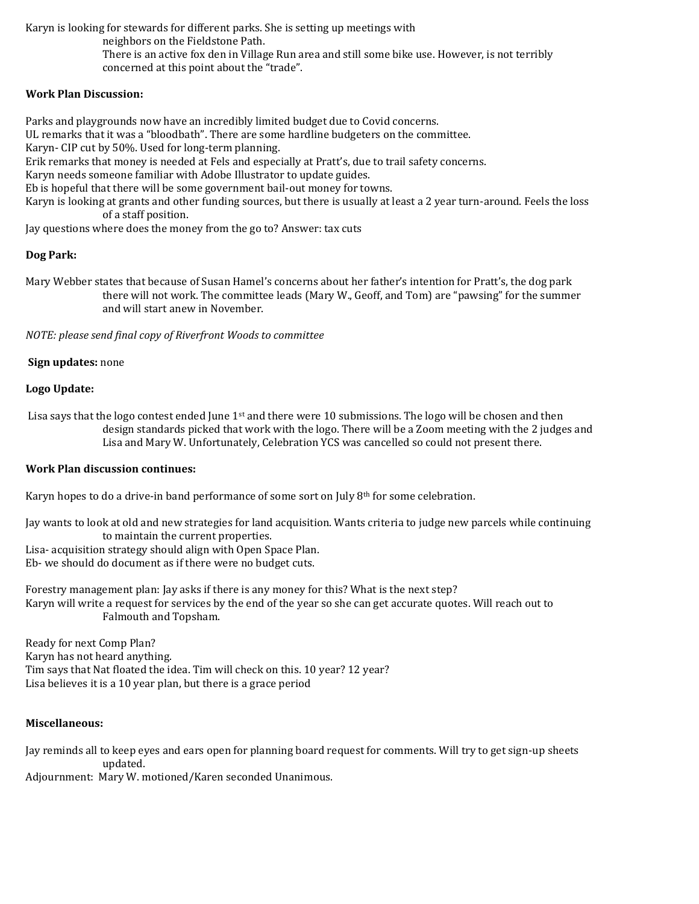Karyn is looking for stewards for different parks. She is setting up meetings with
neighbors on the Fieldstone Path.
There is an active fox den in Village Run area and still some bike use. However, is not terribly concerned at this point about the "trade".

**Work Plan Discussion:**

Parks and playgrounds now have an incredibly limited budget due to Covid concerns.
UL remarks that it was a "bloodbath". There are some hardline budgeters on the committee.
Karyn- CIP cut by 50%. Used for long-term planning.
Erik remarks that money is needed at Fels and especially at Pratt's, due to trail safety concerns.
Karyn needs someone familiar with Adobe Illustrator to update guides.
Eb is hopeful that there will be some government bail-out money for towns.
Karyn is looking at grants and other funding sources, but there is usually at least a 2 year turn-around. Feels the loss of a staff position.
Jay questions where does the money from the go to? Answer: tax cuts

**Dog Park:**

Mary Webber states that because of Susan Hamel's concerns about her father's intention for Pratt's, the dog park there will not work. The committee leads (Mary W., Geoff, and Tom) are "pawsing" for the summer and will start anew in November.

*NOTE: please send final copy of Riverfront Woods to committee*

**Sign updates:** none

**Logo Update:**

Lisa says that the logo contest ended June 1st and there were 10 submissions. The logo will be chosen and then design standards picked that work with the logo. There will be a Zoom meeting with the 2 judges and Lisa and Mary W. Unfortunately, Celebration YCS was cancelled so could not present there.

**Work Plan discussion continues:**

Karyn hopes to do a drive-in band performance of some sort on July 8th for some celebration.

Jay wants to look at old and new strategies for land acquisition. Wants criteria to judge new parcels while continuing to maintain the current properties.
Lisa- acquisition strategy should align with Open Space Plan.
Eb- we should do document as if there were no budget cuts.

Forestry management plan: Jay asks if there is any money for this? What is the next step?
Karyn will write a request for services by the end of the year so she can get accurate quotes. Will reach out to Falmouth and Topsham.

Ready for next Comp Plan?
Karyn has not heard anything.
Tim says that Nat floated the idea. Tim will check on this. 10 year? 12 year?
Lisa believes it is a 10 year plan, but there is a grace period

**Miscellaneous:**

Jay reminds all to keep eyes and ears open for planning board request for comments. Will try to get sign-up sheets updated.
Adjournment: Mary W. motioned/Karen seconded Unanimous.